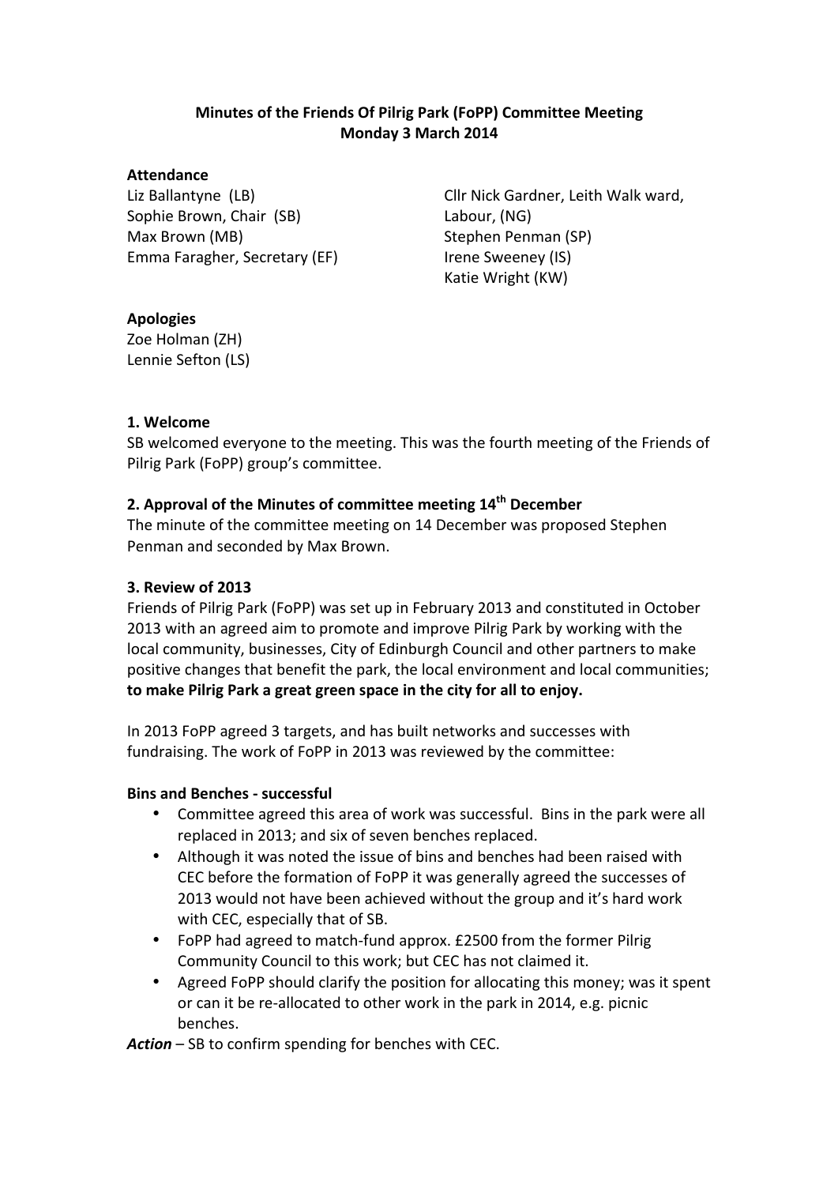**Minutes of the Friends Of Pilrig Park (FoPP) Committee Meeting**
**Monday 3 March 2014**

**Attendance**

Liz Ballantyne (LB)
Sophie Brown, Chair (SB)
Max Brown (MB)
Emma Faragher, Secretary (EF)
Cllr Nick Gardner, Leith Walk ward, Labour, (NG)
Stephen Penman (SP)
Irene Sweeney (IS)
Katie Wright (KW)

**Apologies**

Zoe Holman (ZH)
Lennie Sefton (LS)

**1. Welcome**

SB welcomed everyone to the meeting. This was the fourth meeting of the Friends of Pilrig Park (FoPP) group's committee.

**2. Approval of the Minutes of committee meeting 14th December**

The minute of the committee meeting on 14 December was proposed Stephen Penman and seconded by Max Brown.

**3. Review of 2013**

Friends of Pilrig Park (FoPP) was set up in February 2013 and constituted in October 2013 with an agreed aim to promote and improve Pilrig Park by working with the local community, businesses, City of Edinburgh Council and other partners to make positive changes that benefit the park, the local environment and local communities; **to make Pilrig Park a great green space in the city for all to enjoy.**

In 2013 FoPP agreed 3 targets, and has built networks and successes with fundraising. The work of FoPP in 2013 was reviewed by the committee:

**Bins and Benches - successful**

- Committee agreed this area of work was successful. Bins in the park were all replaced in 2013; and six of seven benches replaced.
- Although it was noted the issue of bins and benches had been raised with CEC before the formation of FoPP it was generally agreed the successes of 2013 would not have been achieved without the group and it's hard work with CEC, especially that of SB.
- FoPP had agreed to match-fund approx. £2500 from the former Pilrig Community Council to this work; but CEC has not claimed it.
- Agreed FoPP should clarify the position for allocating this money; was it spent or can it be re-allocated to other work in the park in 2014, e.g. picnic benches.

***Action*** – SB to confirm spending for benches with CEC.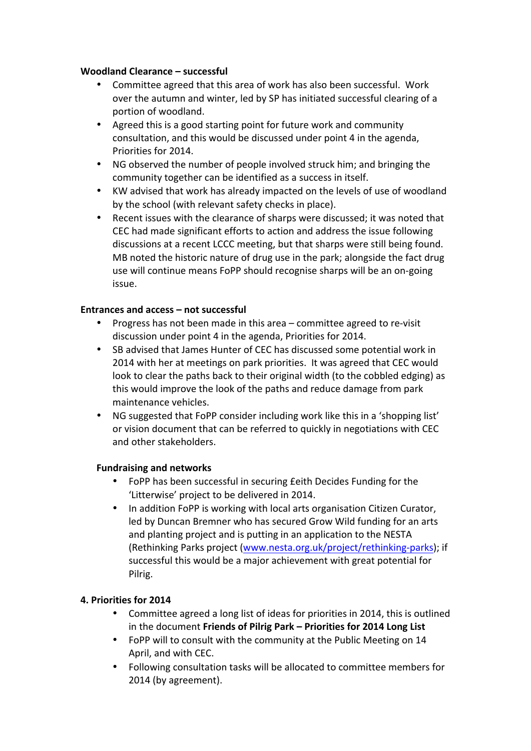**Woodland Clearance – successful**

- Committee agreed that this area of work has also been successful. Work over the autumn and winter, led by SP has initiated successful clearing of a portion of woodland.
- Agreed this is a good starting point for future work and community consultation, and this would be discussed under point 4 in the agenda, Priorities for 2014.
- NG observed the number of people involved struck him; and bringing the community together can be identified as a success in itself.
- KW advised that work has already impacted on the levels of use of woodland by the school (with relevant safety checks in place).
- Recent issues with the clearance of sharps were discussed; it was noted that CEC had made significant efforts to action and address the issue following discussions at a recent LCCC meeting, but that sharps were still being found. MB noted the historic nature of drug use in the park; alongside the fact drug use will continue means FoPP should recognise sharps will be an on-going issue.

**Entrances and access – not successful**

- Progress has not been made in this area – committee agreed to re-visit discussion under point 4 in the agenda, Priorities for 2014.
- SB advised that James Hunter of CEC has discussed some potential work in 2014 with her at meetings on park priorities. It was agreed that CEC would look to clear the paths back to their original width (to the cobbled edging) as this would improve the look of the paths and reduce damage from park maintenance vehicles.
- NG suggested that FoPP consider including work like this in a 'shopping list' or vision document that can be referred to quickly in negotiations with CEC and other stakeholders.

**Fundraising and networks**

- FoPP has been successful in securing £eith Decides Funding for the 'Litterwise' project to be delivered in 2014.
- In addition FoPP is working with local arts organisation Citizen Curator, led by Duncan Bremner who has secured Grow Wild funding for an arts and planting project and is putting in an application to the NESTA (Rethinking Parks project (www.nesta.org.uk/project/rethinking-parks); if successful this would be a major achievement with great potential for Pilrig.

**4. Priorities for 2014**

- Committee agreed a long list of ideas for priorities in 2014, this is outlined in the document **Friends of Pilrig Park – Priorities for 2014 Long List**
- FoPP will to consult with the community at the Public Meeting on 14 April, and with CEC.
- Following consultation tasks will be allocated to committee members for 2014 (by agreement).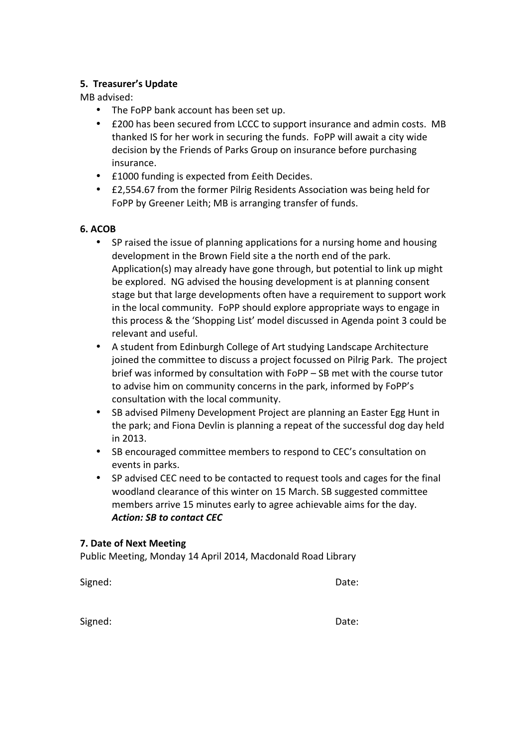**5. Treasurer's Update**

MB advised:

- The FoPP bank account has been set up.
- £200 has been secured from LCCC to support insurance and admin costs. MB thanked IS for her work in securing the funds. FoPP will await a city wide decision by the Friends of Parks Group on insurance before purchasing insurance.
- £1000 funding is expected from £eith Decides.
- £2,554.67 from the former Pilrig Residents Association was being held for FoPP by Greener Leith; MB is arranging transfer of funds.

**6. ACOB**

- SP raised the issue of planning applications for a nursing home and housing development in the Brown Field site a the north end of the park. Application(s) may already have gone through, but potential to link up might be explored. NG advised the housing development is at planning consent stage but that large developments often have a requirement to support work in the local community. FoPP should explore appropriate ways to engage in this process & the 'Shopping List' model discussed in Agenda point 3 could be relevant and useful.
- A student from Edinburgh College of Art studying Landscape Architecture joined the committee to discuss a project focussed on Pilrig Park. The project brief was informed by consultation with FoPP – SB met with the course tutor to advise him on community concerns in the park, informed by FoPP's consultation with the local community.
- SB advised Pilmeny Development Project are planning an Easter Egg Hunt in the park; and Fiona Devlin is planning a repeat of the successful dog day held in 2013.
- SB encouraged committee members to respond to CEC's consultation on events in parks.
- SP advised CEC need to be contacted to request tools and cages for the final woodland clearance of this winter on 15 March. SB suggested committee members arrive 15 minutes early to agree achievable aims for the day.
  ***Action: SB to contact CEC***

**7. Date of Next Meeting**

Public Meeting, Monday 14 April 2014, Macdonald Road Library

Signed: Date:

Signed: Date: